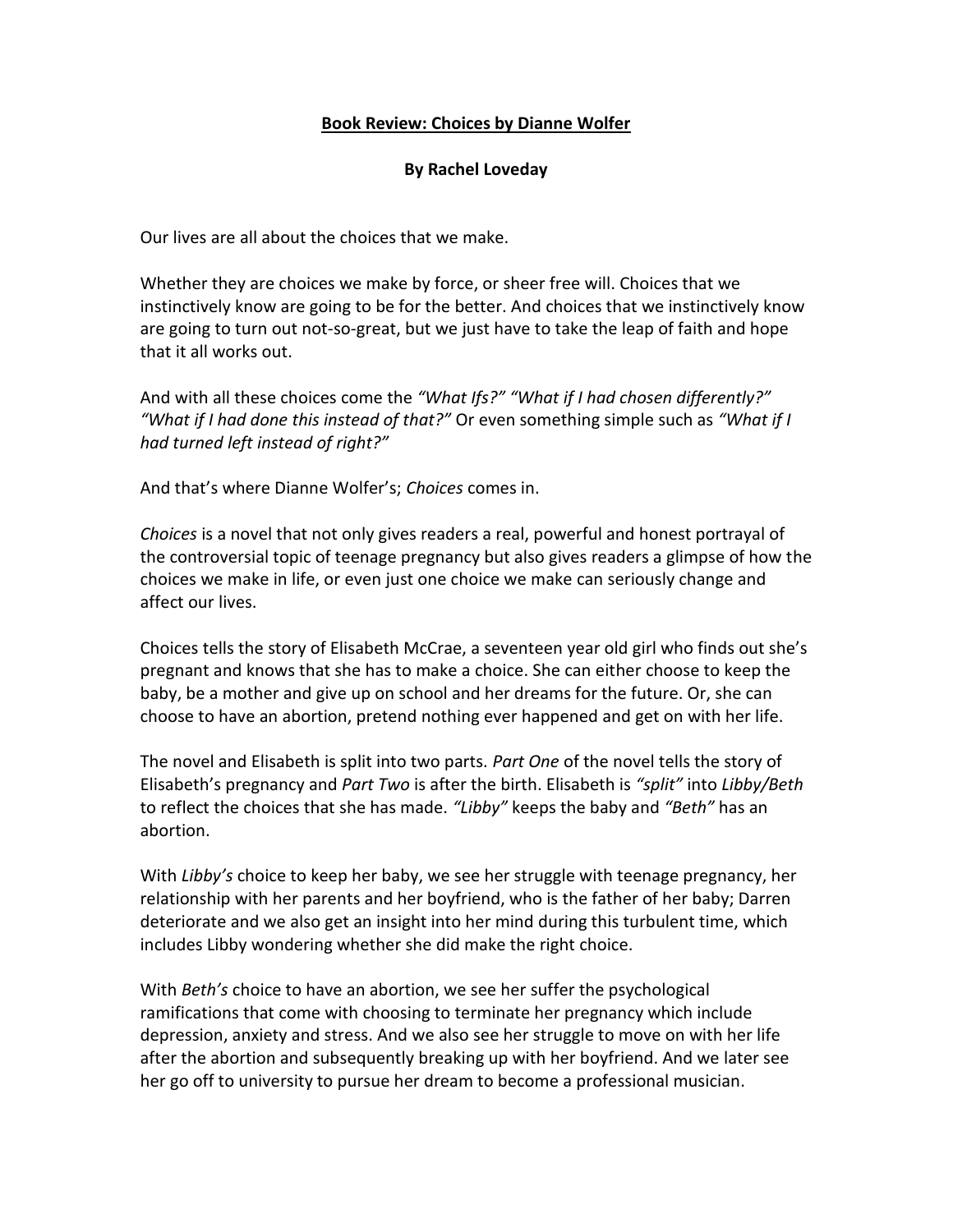**Book Review: Choices by Dianne Wolfer**

**By Rachel Loveday**

Our lives are all about the choices that we make.

Whether they are choices we make by force, or sheer free will. Choices that we instinctively know are going to be for the better. And choices that we instinctively know are going to turn out not-so-great, but we just have to take the leap of faith and hope that it all works out.

And with all these choices come the *"What Ifs?" "What if I had chosen differently?" "What if I had done this instead of that?"* Or even something simple such as *"What if I had turned left instead of right?"*

And that's where Dianne Wolfer's; *Choices* comes in.

*Choices* is a novel that not only gives readers a real, powerful and honest portrayal of the controversial topic of teenage pregnancy but also gives readers a glimpse of how the choices we make in life, or even just one choice we make can seriously change and affect our lives.

Choices tells the story of Elisabeth McCrae, a seventeen year old girl who finds out she's pregnant and knows that she has to make a choice. She can either choose to keep the baby, be a mother and give up on school and her dreams for the future. Or, she can choose to have an abortion, pretend nothing ever happened and get on with her life.

The novel and Elisabeth is split into two parts. *Part One* of the novel tells the story of Elisabeth's pregnancy and *Part Two* is after the birth. Elisabeth is *"split"* into *Libby/Beth* to reflect the choices that she has made. *"Libby"* keeps the baby and *"Beth"* has an abortion.

With *Libby's* choice to keep her baby, we see her struggle with teenage pregnancy, her relationship with her parents and her boyfriend, who is the father of her baby; Darren deteriorate and we also get an insight into her mind during this turbulent time, which includes Libby wondering whether she did make the right choice.

With *Beth's* choice to have an abortion, we see her suffer the psychological ramifications that come with choosing to terminate her pregnancy which include depression, anxiety and stress. And we also see her struggle to move on with her life after the abortion and subsequently breaking up with her boyfriend. And we later see her go off to university to pursue her dream to become a professional musician.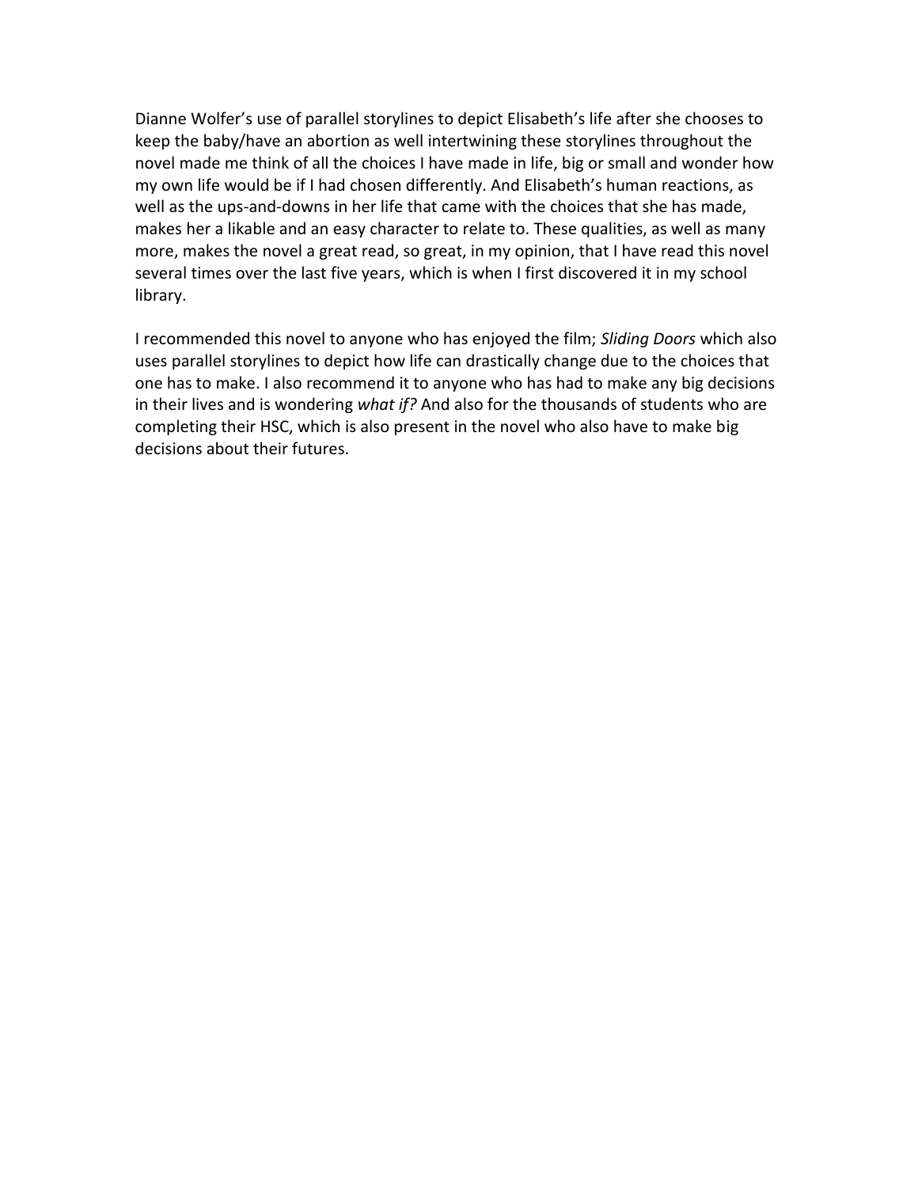Dianne Wolfer's use of parallel storylines to depict Elisabeth's life after she chooses to keep the baby/have an abortion as well intertwining these storylines throughout the novel made me think of all the choices I have made in life, big or small and wonder how my own life would be if I had chosen differently. And Elisabeth's human reactions, as well as the ups-and-downs in her life that came with the choices that she has made, makes her a likable and an easy character to relate to. These qualities, as well as many more, makes the novel a great read, so great, in my opinion, that I have read this novel several times over the last five years, which is when I first discovered it in my school library.

I recommended this novel to anyone who has enjoyed the film; *Sliding Doors* which also uses parallel storylines to depict how life can drastically change due to the choices that one has to make. I also recommend it to anyone who has had to make any big decisions in their lives and is wondering *what if?* And also for the thousands of students who are completing their HSC, which is also present in the novel who also have to make big decisions about their futures.